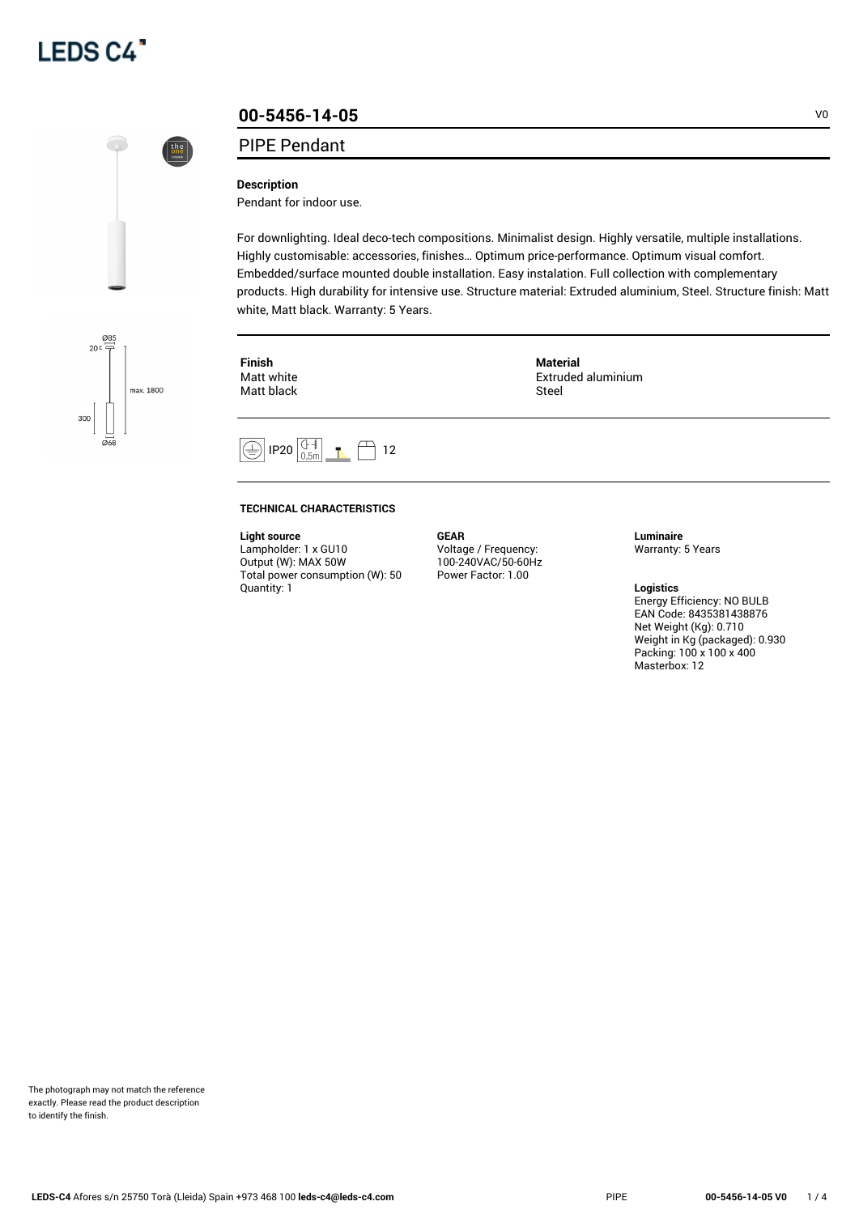# 00-5456-14-05

V0

## PIPE Pendant

**Description**

Pendant for indoor use.

For downlighting. Ideal deco-tech compositions. Minimalist design. Highly versatile, multiple installations. Highly customisable: accessories, finishes… Optimum price-performance. Optimum visual comfort. Embedded/surface mounted double installation. Easy instalation. Full collection with complementary products. High durability for intensive use. Structure material: Extruded aluminium, Steel. Structure finish: Matt white, Matt black. Warranty: 5 Years.

**Finish**
Matt white
Matt black

**Material**
Extruded aluminium
Steel

IP20 0,5m 12

**TECHNICAL CHARACTERISTICS**

**Light source**
Lampholder: 1 x GU10
Output (W): MAX 50W
Total power consumption (W): 50
Quantity: 1

**GEAR**
Voltage / Frequency:
100-240VAC/50-60Hz
Power Factor: 1.00

**Luminaire**
Warranty: 5 Years

**Logistics**
Energy Efficiency: NO BULB
EAN Code: 8435381438876
Net Weight (Kg): 0.710
Weight in Kg (packaged): 0.930
Packing: 100 x 100 x 400
Masterbox: 12

The photograph may not match the reference exactly. Please read the product description to identify the finish.

**LEDS-C4** Afores s/n 25750 Torà (Lleida) Spain +973 468 100 **leds-c4@leds-c4.com**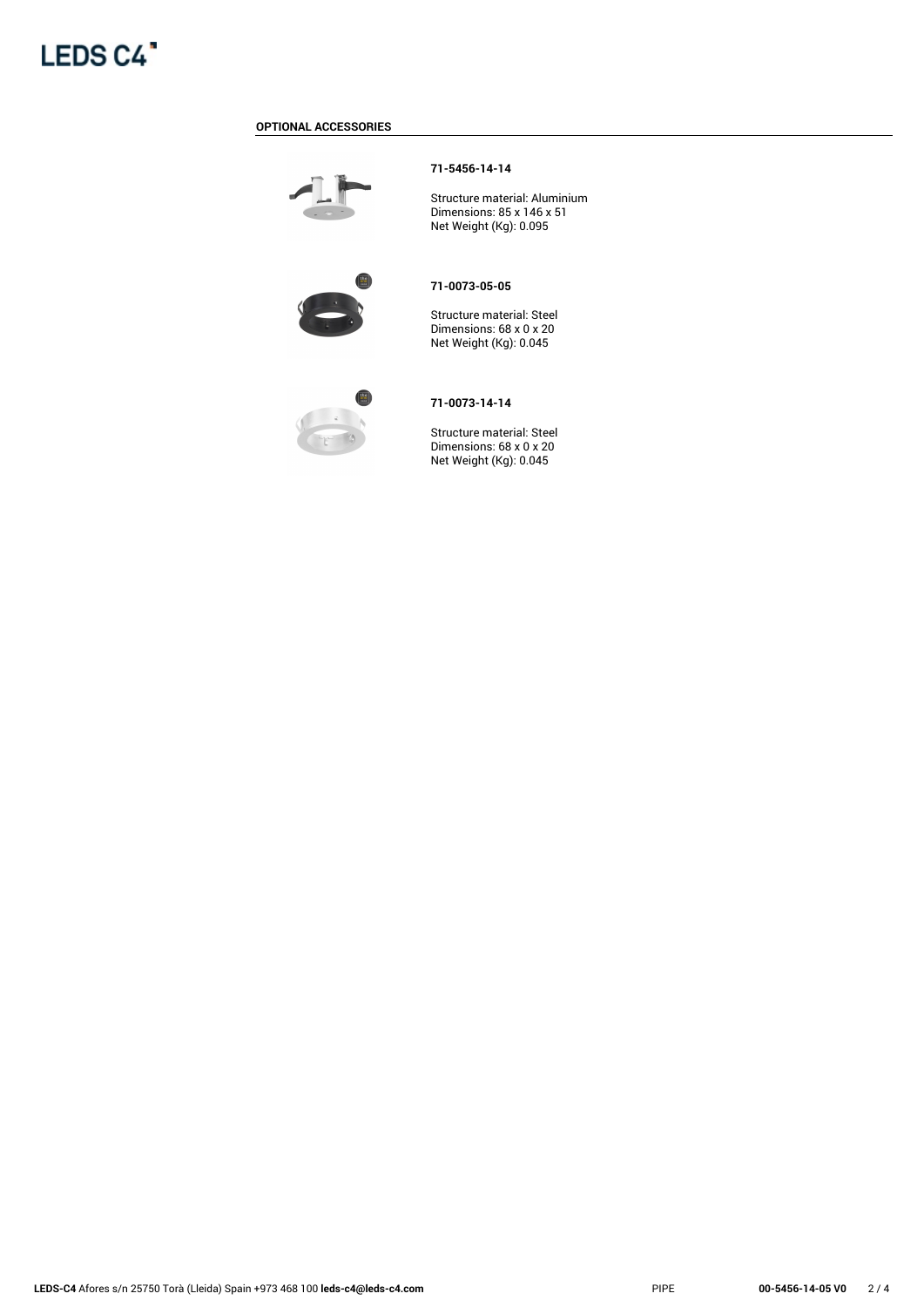## OPTIONAL ACCESSORIES

**71-5456-14-14**

Structure material: Aluminium
Dimensions: 85 x 146 x 51
Net Weight (Kg): 0.095

**71-0073-05-05**

Structure material: Steel
Dimensions: 68 x 0 x 20
Net Weight (Kg): 0.045

**71-0073-14-14**

Structure material: Steel
Dimensions: 68 x 0 x 20
Net Weight (Kg): 0.045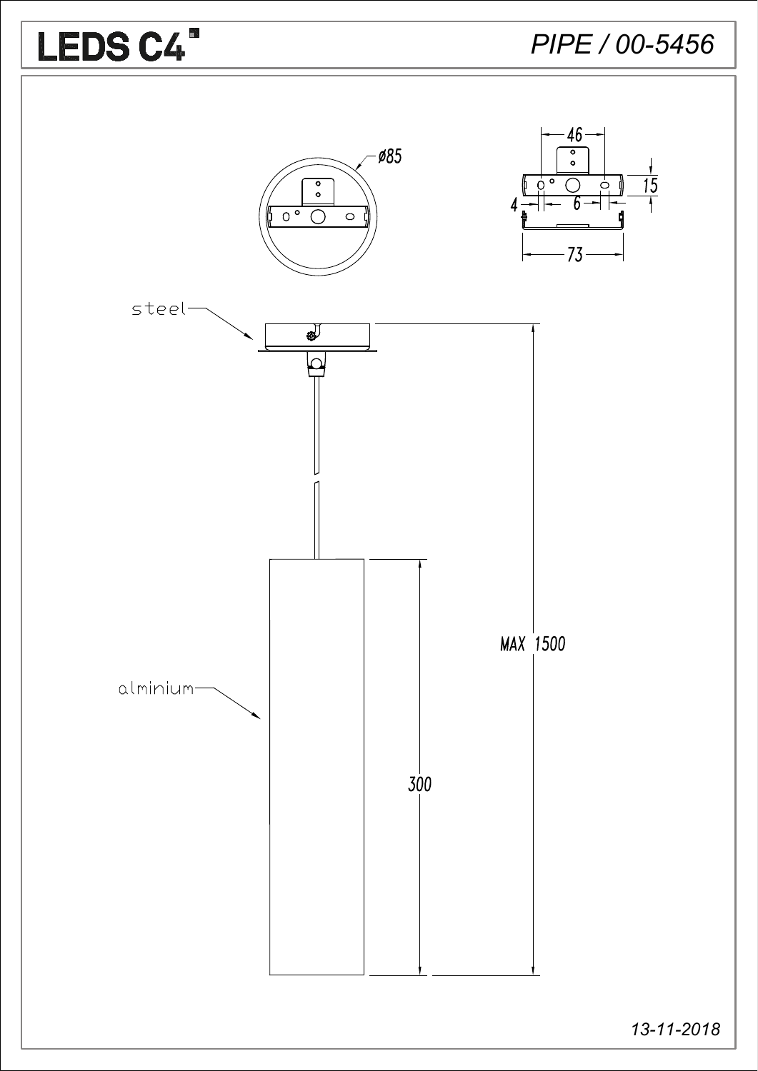LEDS C4

*PIPE / 00-5456*

ø85

46

15

4

6

73

steel

alminium

MAX 1500

300

*13-11-2018*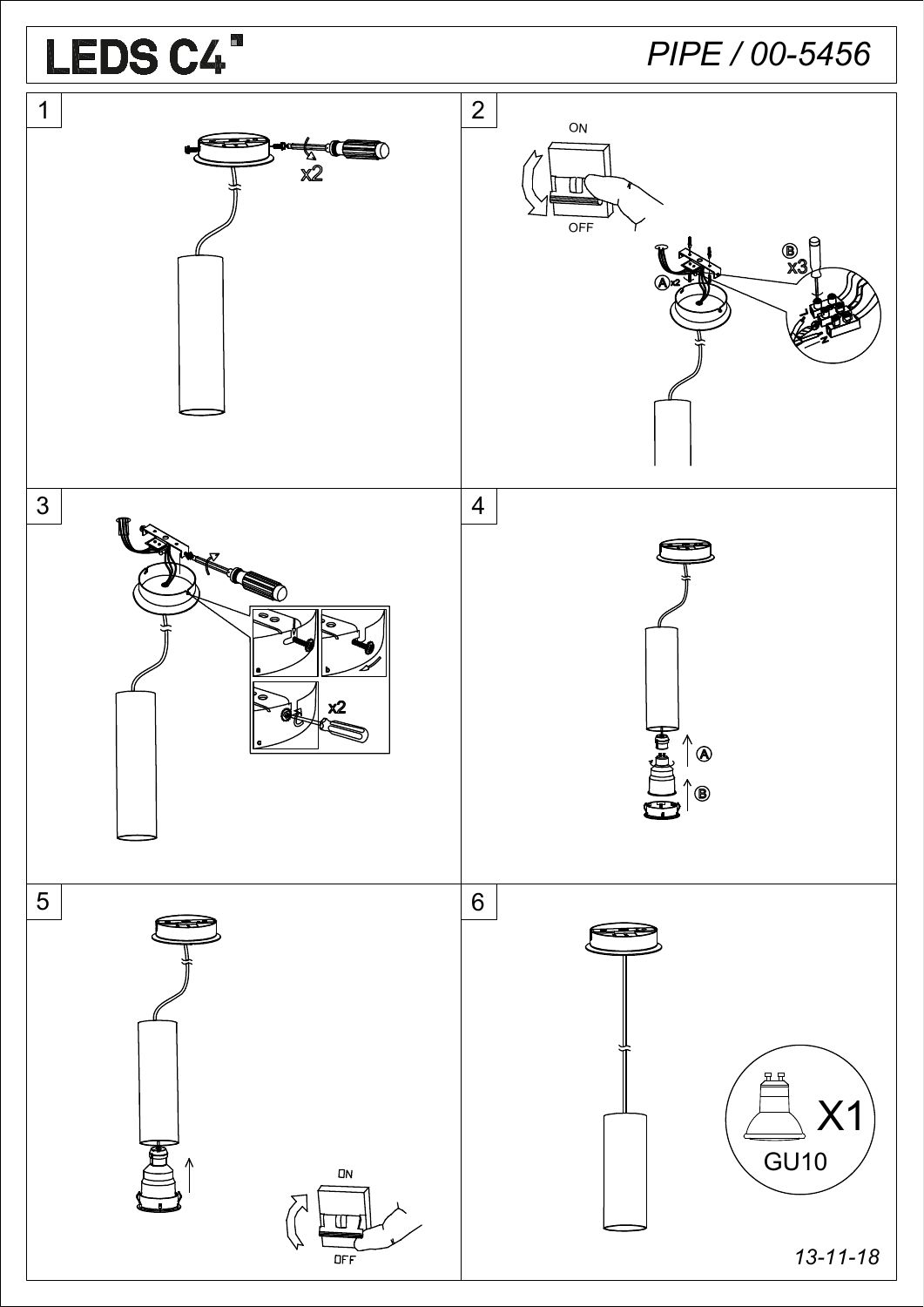# LEDS C4

*PIPE / 00-5456*

1

x2

2

ON

OFF

B x3

A x2

3

x2

a

b

c

4

A

B

5

ON

OFF

6

X1

GU10

*13-11-18*